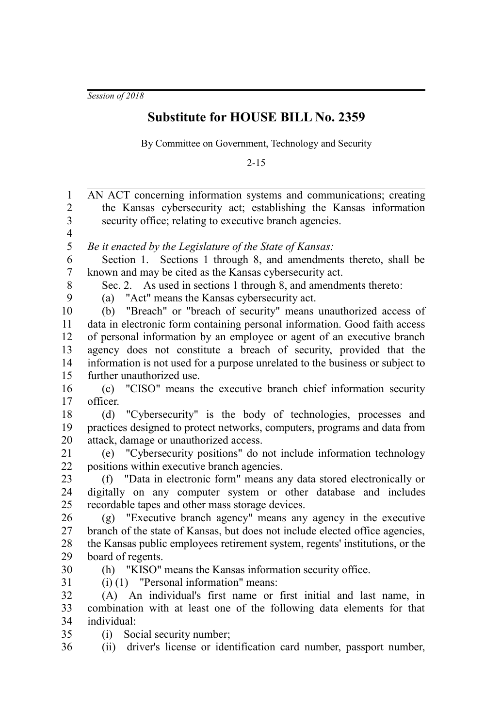*Session of 2018*

# Substitute for HOUSE BILL No. 2359

By Committee on Government, Technology and Security

2-15

AN ACT concerning information systems and communications; creating the Kansas cybersecurity act; establishing the Kansas information security office; relating to executive branch agencies.

*Be it enacted by the Legislature of the State of Kansas:*

Section 1. Sections 1 through 8, and amendments thereto, shall be known and may be cited as the Kansas cybersecurity act.

Sec. 2. As used in sections 1 through 8, and amendments thereto:

(a) "Act" means the Kansas cybersecurity act.

(b) "Breach" or "breach of security" means unauthorized access of data in electronic form containing personal information. Good faith access of personal information by an employee or agent of an executive branch agency does not constitute a breach of security, provided that the information is not used for a purpose unrelated to the business or subject to further unauthorized use.

(c) "CISO" means the executive branch chief information security officer.

(d) "Cybersecurity" is the body of technologies, processes and practices designed to protect networks, computers, programs and data from attack, damage or unauthorized access.

(e) "Cybersecurity positions" do not include information technology positions within executive branch agencies.

(f) "Data in electronic form" means any data stored electronically or digitally on any computer system or other database and includes recordable tapes and other mass storage devices.

(g) "Executive branch agency" means any agency in the executive branch of the state of Kansas, but does not include elected office agencies, the Kansas public employees retirement system, regents' institutions, or the board of regents.

(h) "KISO" means the Kansas information security office.

(i) (1) "Personal information" means:

(A) An individual's first name or first initial and last name, in combination with at least one of the following data elements for that individual:

(i) Social security number;

(ii) driver's license or identification card number, passport number,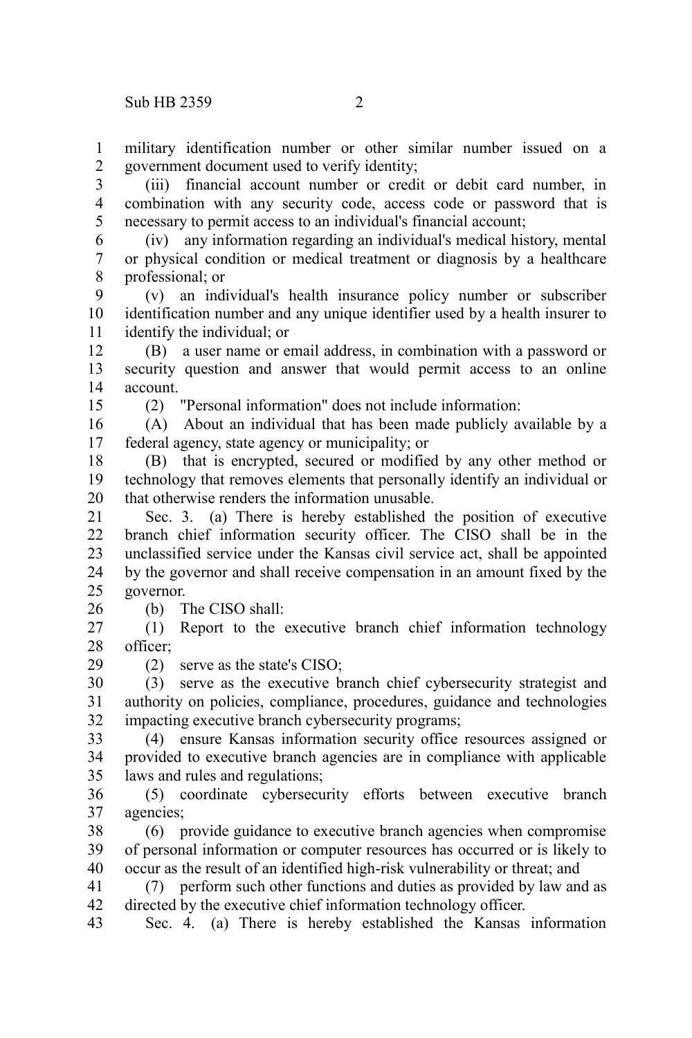military identification number or other similar number issued on a government document used to verify identity;

(iii) financial account number or credit or debit card number, in combination with any security code, access code or password that is necessary to permit access to an individual's financial account;

(iv) any information regarding an individual's medical history, mental or physical condition or medical treatment or diagnosis by a healthcare professional; or

(v) an individual's health insurance policy number or subscriber identification number and any unique identifier used by a health insurer to identify the individual; or

(B) a user name or email address, in combination with a password or security question and answer that would permit access to an online account.

(2) "Personal information" does not include information:

(A) About an individual that has been made publicly available by a federal agency, state agency or municipality; or

(B) that is encrypted, secured or modified by any other method or technology that removes elements that personally identify an individual or that otherwise renders the information unusable.

Sec. 3. (a) There is hereby established the position of executive branch chief information security officer. The CISO shall be in the unclassified service under the Kansas civil service act, shall be appointed by the governor and shall receive compensation in an amount fixed by the governor.

(b) The CISO shall:

(1) Report to the executive branch chief information technology officer;

(2) serve as the state's CISO;

(3) serve as the executive branch chief cybersecurity strategist and authority on policies, compliance, procedures, guidance and technologies impacting executive branch cybersecurity programs;

(4) ensure Kansas information security office resources assigned or provided to executive branch agencies are in compliance with applicable laws and rules and regulations;

(5) coordinate cybersecurity efforts between executive branch agencies;

(6) provide guidance to executive branch agencies when compromise of personal information or computer resources has occurred or is likely to occur as the result of an identified high-risk vulnerability or threat; and

(7) perform such other functions and duties as provided by law and as directed by the executive chief information technology officer.

Sec. 4. (a) There is hereby established the Kansas information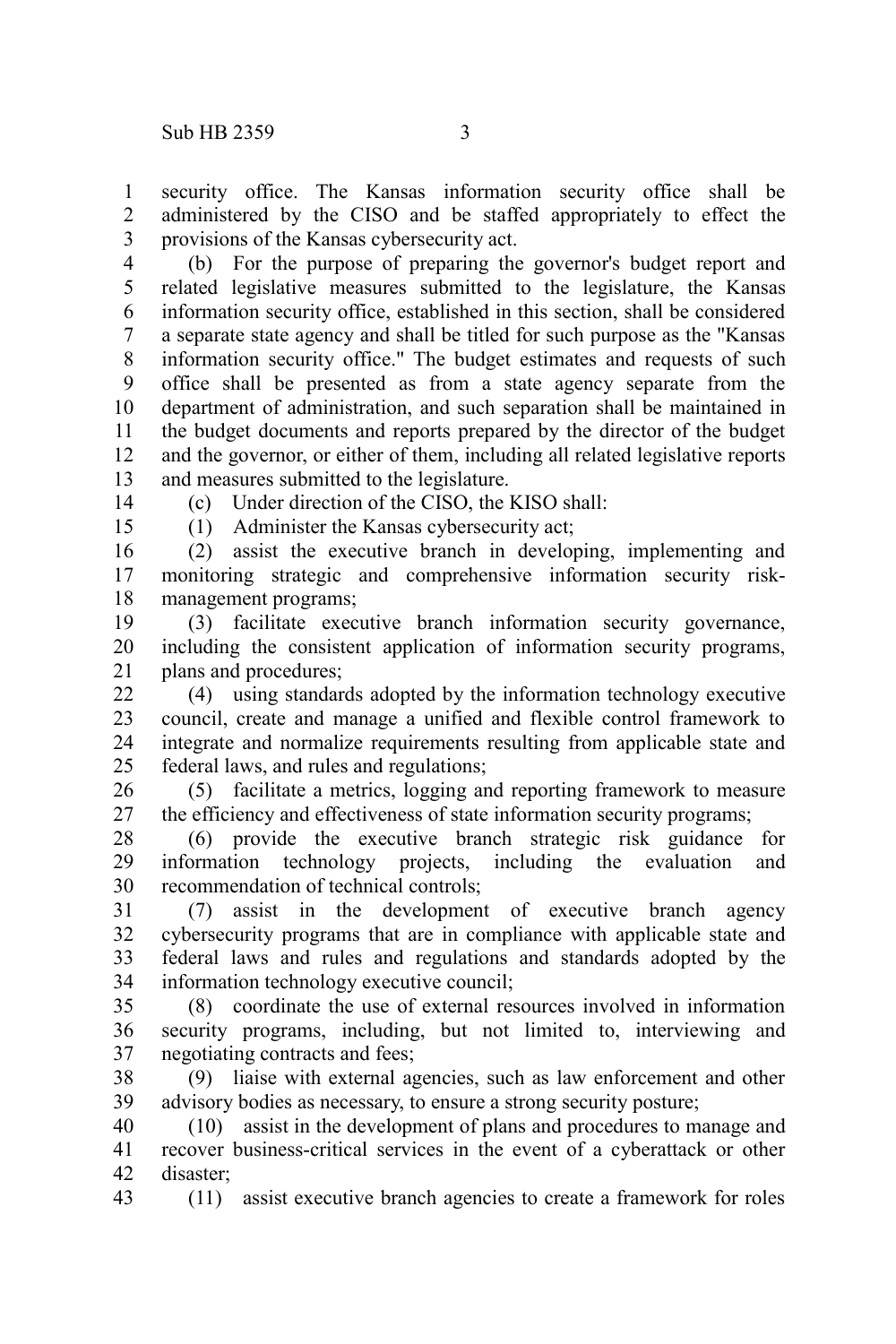security office. The Kansas information security office shall be administered by the CISO and be staffed appropriately to effect the provisions of the Kansas cybersecurity act.

(b) For the purpose of preparing the governor's budget report and related legislative measures submitted to the legislature, the Kansas information security office, established in this section, shall be considered a separate state agency and shall be titled for such purpose as the "Kansas information security office." The budget estimates and requests of such office shall be presented as from a state agency separate from the department of administration, and such separation shall be maintained in the budget documents and reports prepared by the director of the budget and the governor, or either of them, including all related legislative reports and measures submitted to the legislature.

(c) Under direction of the CISO, the KISO shall:

(1) Administer the Kansas cybersecurity act;

(2) assist the executive branch in developing, implementing and monitoring strategic and comprehensive information security risk-management programs;

(3) facilitate executive branch information security governance, including the consistent application of information security programs, plans and procedures;

(4) using standards adopted by the information technology executive council, create and manage a unified and flexible control framework to integrate and normalize requirements resulting from applicable state and federal laws, and rules and regulations;

(5) facilitate a metrics, logging and reporting framework to measure the efficiency and effectiveness of state information security programs;

(6) provide the executive branch strategic risk guidance for information technology projects, including the evaluation and recommendation of technical controls;

(7) assist in the development of executive branch agency cybersecurity programs that are in compliance with applicable state and federal laws and rules and regulations and standards adopted by the information technology executive council;

(8) coordinate the use of external resources involved in information security programs, including, but not limited to, interviewing and negotiating contracts and fees;

(9) liaise with external agencies, such as law enforcement and other advisory bodies as necessary, to ensure a strong security posture;

(10) assist in the development of plans and procedures to manage and recover business-critical services in the event of a cyberattack or other disaster;

(11) assist executive branch agencies to create a framework for roles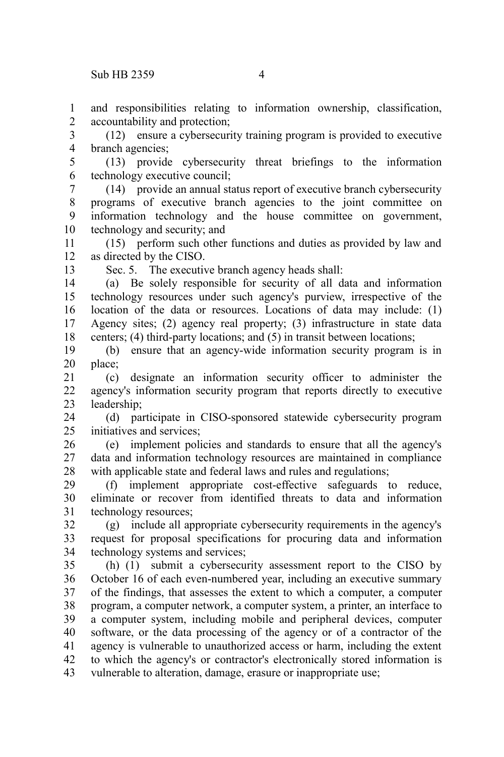and responsibilities relating to information ownership, classification, accountability and protection;

(12) ensure a cybersecurity training program is provided to executive branch agencies;

(13) provide cybersecurity threat briefings to the information technology executive council;

(14) provide an annual status report of executive branch cybersecurity programs of executive branch agencies to the joint committee on information technology and the house committee on government, technology and security; and

(15) perform such other functions and duties as provided by law and as directed by the CISO.

Sec. 5. The executive branch agency heads shall:

(a) Be solely responsible for security of all data and information technology resources under such agency's purview, irrespective of the location of the data or resources. Locations of data may include: (1) Agency sites; (2) agency real property; (3) infrastructure in state data centers; (4) third-party locations; and (5) in transit between locations;

(b) ensure that an agency-wide information security program is in place;

(c) designate an information security officer to administer the agency's information security program that reports directly to executive leadership;

(d) participate in CISO-sponsored statewide cybersecurity program initiatives and services;

(e) implement policies and standards to ensure that all the agency's data and information technology resources are maintained in compliance with applicable state and federal laws and rules and regulations;

(f) implement appropriate cost-effective safeguards to reduce, eliminate or recover from identified threats to data and information technology resources;

(g) include all appropriate cybersecurity requirements in the agency's request for proposal specifications for procuring data and information technology systems and services;

(h) (1) submit a cybersecurity assessment report to the CISO by October 16 of each even-numbered year, including an executive summary of the findings, that assesses the extent to which a computer, a computer program, a computer network, a computer system, a printer, an interface to a computer system, including mobile and peripheral devices, computer software, or the data processing of the agency or of a contractor of the agency is vulnerable to unauthorized access or harm, including the extent to which the agency's or contractor's electronically stored information is vulnerable to alteration, damage, erasure or inappropriate use;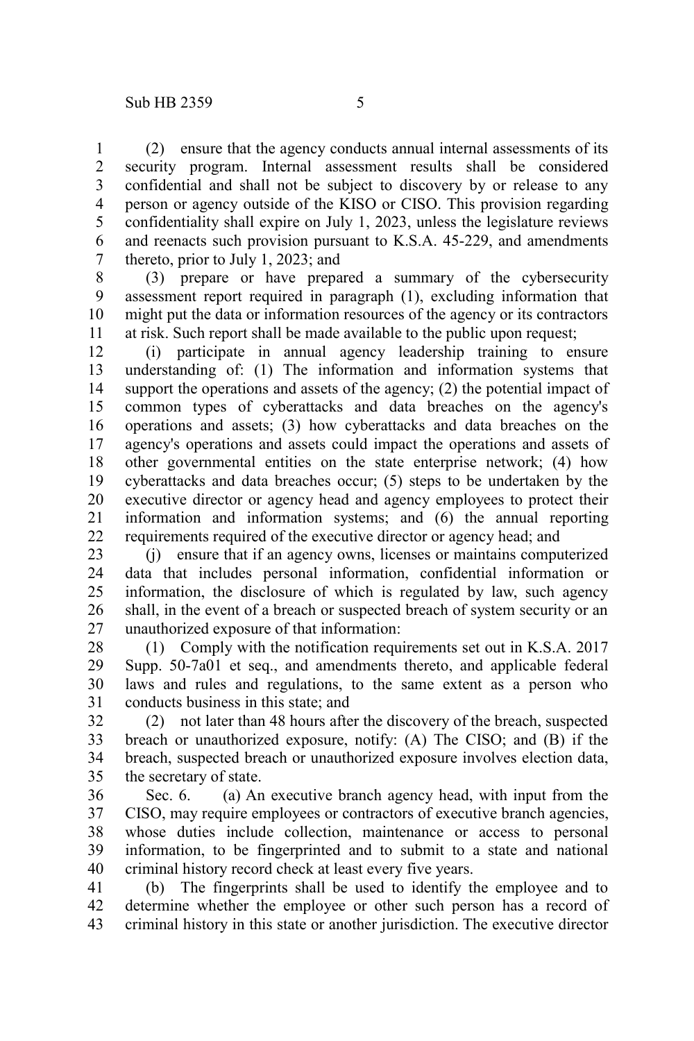(2) ensure that the agency conducts annual internal assessments of its security program. Internal assessment results shall be considered confidential and shall not be subject to discovery by or release to any person or agency outside of the KISO or CISO. This provision regarding confidentiality shall expire on July 1, 2023, unless the legislature reviews and reenacts such provision pursuant to K.S.A. 45-229, and amendments thereto, prior to July 1, 2023; and

(3) prepare or have prepared a summary of the cybersecurity assessment report required in paragraph (1), excluding information that might put the data or information resources of the agency or its contractors at risk. Such report shall be made available to the public upon request;

(i) participate in annual agency leadership training to ensure understanding of: (1) The information and information systems that support the operations and assets of the agency; (2) the potential impact of common types of cyberattacks and data breaches on the agency's operations and assets; (3) how cyberattacks and data breaches on the agency's operations and assets could impact the operations and assets of other governmental entities on the state enterprise network; (4) how cyberattacks and data breaches occur; (5) steps to be undertaken by the executive director or agency head and agency employees to protect their information and information systems; and (6) the annual reporting requirements required of the executive director or agency head; and

(j) ensure that if an agency owns, licenses or maintains computerized data that includes personal information, confidential information or information, the disclosure of which is regulated by law, such agency shall, in the event of a breach or suspected breach of system security or an unauthorized exposure of that information:

(1) Comply with the notification requirements set out in K.S.A. 2017 Supp. 50-7a01 et seq., and amendments thereto, and applicable federal laws and rules and regulations, to the same extent as a person who conducts business in this state; and

(2) not later than 48 hours after the discovery of the breach, suspected breach or unauthorized exposure, notify: (A) The CISO; and (B) if the breach, suspected breach or unauthorized exposure involves election data, the secretary of state.

Sec. 6. (a) An executive branch agency head, with input from the CISO, may require employees or contractors of executive branch agencies, whose duties include collection, maintenance or access to personal information, to be fingerprinted and to submit to a state and national criminal history record check at least every five years.

(b) The fingerprints shall be used to identify the employee and to determine whether the employee or other such person has a record of criminal history in this state or another jurisdiction. The executive director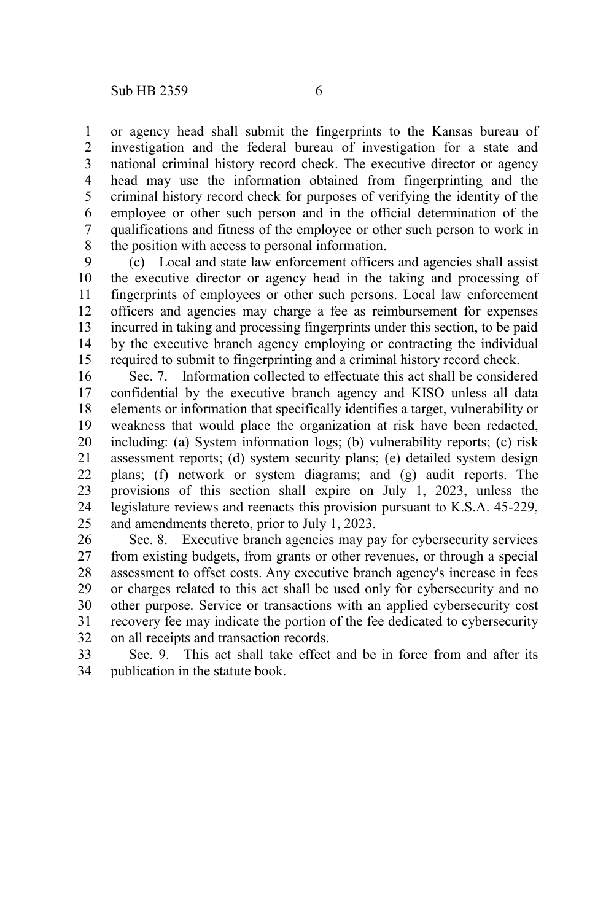or agency head shall submit the fingerprints to the Kansas bureau of investigation and the federal bureau of investigation for a state and national criminal history record check. The executive director or agency head may use the information obtained from fingerprinting and the criminal history record check for purposes of verifying the identity of the employee or other such person and in the official determination of the qualifications and fitness of the employee or other such person to work in the position with access to personal information.

(c) Local and state law enforcement officers and agencies shall assist the executive director or agency head in the taking and processing of fingerprints of employees or other such persons. Local law enforcement officers and agencies may charge a fee as reimbursement for expenses incurred in taking and processing fingerprints under this section, to be paid by the executive branch agency employing or contracting the individual required to submit to fingerprinting and a criminal history record check.

Sec. 7. Information collected to effectuate this act shall be considered confidential by the executive branch agency and KISO unless all data elements or information that specifically identifies a target, vulnerability or weakness that would place the organization at risk have been redacted, including: (a) System information logs; (b) vulnerability reports; (c) risk assessment reports; (d) system security plans; (e) detailed system design plans; (f) network or system diagrams; and (g) audit reports. The provisions of this section shall expire on July 1, 2023, unless the legislature reviews and reenacts this provision pursuant to K.S.A. 45-229, and amendments thereto, prior to July 1, 2023.

Sec. 8. Executive branch agencies may pay for cybersecurity services from existing budgets, from grants or other revenues, or through a special assessment to offset costs. Any executive branch agency's increase in fees or charges related to this act shall be used only for cybersecurity and no other purpose. Service or transactions with an applied cybersecurity cost recovery fee may indicate the portion of the fee dedicated to cybersecurity on all receipts and transaction records.

Sec. 9. This act shall take effect and be in force from and after its publication in the statute book.